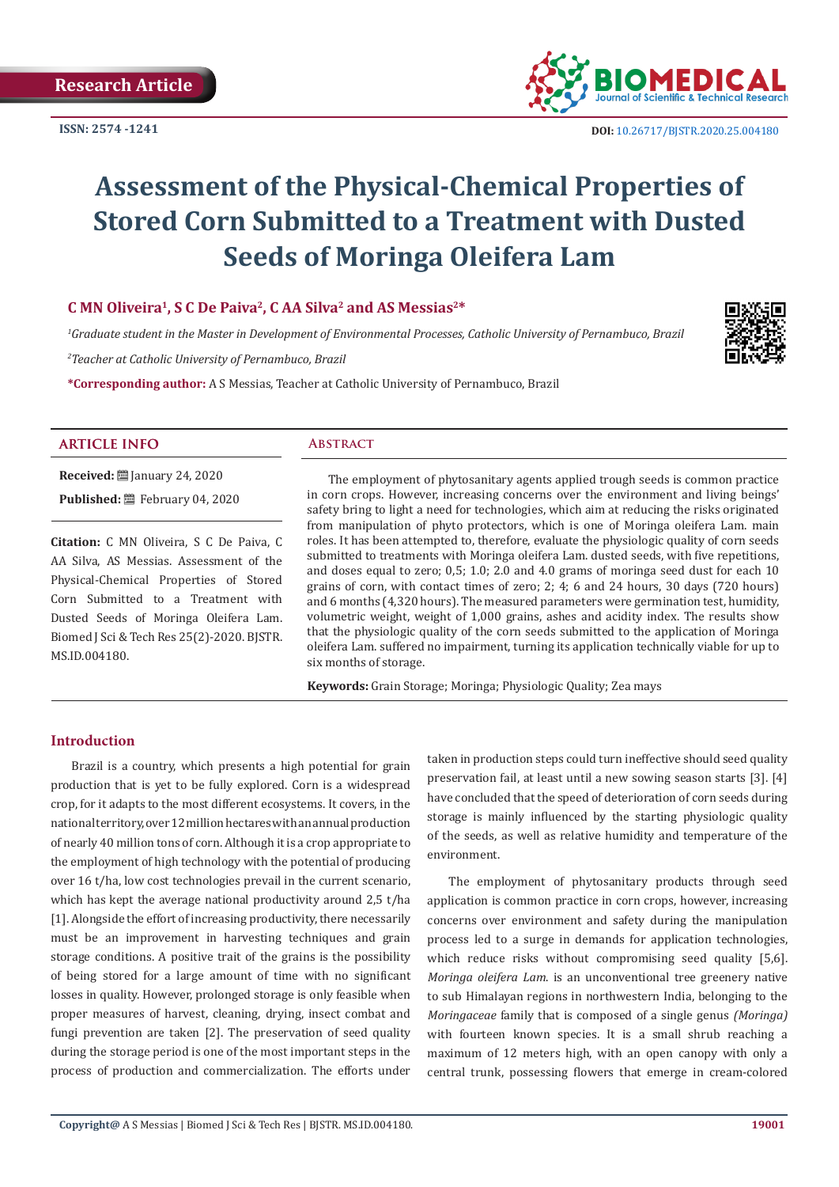Research Article

ISSN: 2574 -1241

DOI: 10.26717/BJSTR.2020.25.004180

# Assessment of the Physical-Chemical Properties of Stored Corn Submitted to a Treatment with Dusted Seeds of Moringa Oleifera Lam

**C MN Oliveira[1], S C De Paiva[2], C AA Silva[2] and AS Messias[2]***

*[1]Graduate student in the Master in Development of Environmental Processes, Catholic University of Pernambuco, Brazil*

*[2]Teacher at Catholic University of Pernambuco, Brazil*

***Corresponding author:** A S Messias, Teacher at Catholic University of Pernambuco, Brazil

## ARTICLE INFO

**Received:** January 24, 2020

**Published:** February 04, 2020

**Citation:** C MN Oliveira, S C De Paiva, C AA Silva, AS Messias. Assessment of the Physical-Chemical Properties of Stored Corn Submitted to a Treatment with Dusted Seeds of Moringa Oleifera Lam. Biomed J Sci & Tech Res 25(2)-2020. BJSTR. MS.ID.004180.

## Abstract

The employment of phytosanitary agents applied trough seeds is common practice in corn crops. However, increasing concerns over the environment and living beings' safety bring to light a need for technologies, which aim at reducing the risks originated from manipulation of phyto protectors, which is one of Moringa oleifera Lam. main roles. It has been attempted to, therefore, evaluate the physiologic quality of corn seeds submitted to treatments with Moringa oleifera Lam. dusted seeds, with five repetitions, and doses equal to zero; 0,5; 1.0; 2.0 and 4.0 grams of moringa seed dust for each 10 grains of corn, with contact times of zero; 2; 4; 6 and 24 hours, 30 days (720 hours) and 6 months (4,320 hours). The measured parameters were germination test, humidity, volumetric weight, weight of 1,000 grains, ashes and acidity index. The results show that the physiologic quality of the corn seeds submitted to the application of Moringa oleifera Lam. suffered no impairment, turning its application technically viable for up to six months of storage.

**Keywords:** Grain Storage; Moringa; Physiologic Quality; Zea mays

## Introduction

Brazil is a country, which presents a high potential for grain production that is yet to be fully explored. Corn is a widespread crop, for it adapts to the most different ecosystems. It covers, in the national territory, over 12 million hectares with an annual production of nearly 40 million tons of corn. Although it is a crop appropriate to the employment of high technology with the potential of producing over 16 t/ha, low cost technologies prevail in the current scenario, which has kept the average national productivity around 2,5 t/ha [1]. Alongside the effort of increasing productivity, there necessarily must be an improvement in harvesting techniques and grain storage conditions. A positive trait of the grains is the possibility of being stored for a large amount of time with no significant losses in quality. However, prolonged storage is only feasible when proper measures of harvest, cleaning, drying, insect combat and fungi prevention are taken [2]. The preservation of seed quality during the storage period is one of the most important steps in the process of production and commercialization. The efforts under taken in production steps could turn ineffective should seed quality preservation fail, at least until a new sowing season starts [3]. [4] have concluded that the speed of deterioration of corn seeds during storage is mainly influenced by the starting physiologic quality of the seeds, as well as relative humidity and temperature of the environment.

The employment of phytosanitary products through seed application is common practice in corn crops, however, increasing concerns over environment and safety during the manipulation process led to a surge in demands for application technologies, which reduce risks without compromising seed quality [5,6]. *Moringa oleifera Lam.* is an unconventional tree greenery native to sub Himalayan regions in northwestern India, belonging to the *Moringaceae* family that is composed of a single genus *(Moringa)* with fourteen known species. It is a small shrub reaching a maximum of 12 meters high, with an open canopy with only a central trunk, possessing flowers that emerge in cream-colored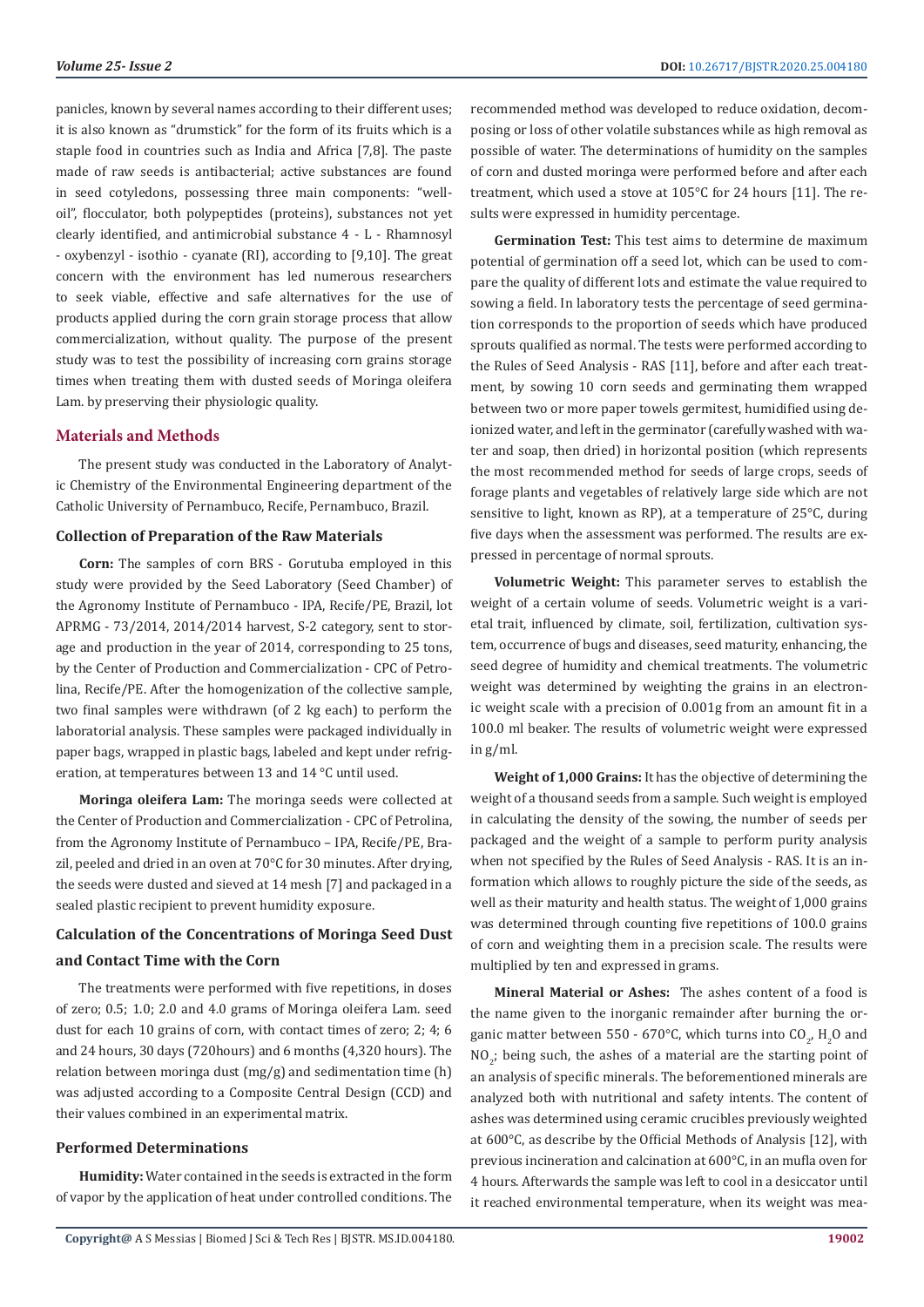panicles, known by several names according to their different uses; it is also known as "drumstick" for the form of its fruits which is a staple food in countries such as India and Africa [7,8]. The paste made of raw seeds is antibacterial; active substances are found in seed cotyledons, possessing three main components: "well-oil", flocculator, both polypeptides (proteins), substances not yet clearly identified, and antimicrobial substance 4 - L - Rhamnosyl - oxybenzyl - isothio - cyanate (RI), according to [9,10]. The great concern with the environment has led numerous researchers to seek viable, effective and safe alternatives for the use of products applied during the corn grain storage process that allow commercialization, without quality. The purpose of the present study was to test the possibility of increasing corn grains storage times when treating them with dusted seeds of Moringa oleifera Lam. by preserving their physiologic quality.

## Materials and Methods

The present study was conducted in the Laboratory of Analytic Chemistry of the Environmental Engineering department of the Catholic University of Pernambuco, Recife, Pernambuco, Brazil.

### Collection of Preparation of the Raw Materials

**Corn:** The samples of corn BRS - Gorutuba employed in this study were provided by the Seed Laboratory (Seed Chamber) of the Agronomy Institute of Pernambuco - IPA, Recife/PE, Brazil, lot APRMG - 73/2014, 2014/2014 harvest, S-2 category, sent to storage and production in the year of 2014, corresponding to 25 tons, by the Center of Production and Commercialization - CPC of Petrolina, Recife/PE. After the homogenization of the collective sample, two final samples were withdrawn (of 2 kg each) to perform the laboratorial analysis. These samples were packaged individually in paper bags, wrapped in plastic bags, labeled and kept under refrigeration, at temperatures between 13 and 14 °C until used.

**Moringa oleifera Lam:** The moringa seeds were collected at the Center of Production and Commercialization - CPC of Petrolina, from the Agronomy Institute of Pernambuco – IPA, Recife/PE, Brazil, peeled and dried in an oven at 70°C for 30 minutes. After drying, the seeds were dusted and sieved at 14 mesh [7] and packaged in a sealed plastic recipient to prevent humidity exposure.

### Calculation of the Concentrations of Moringa Seed Dust and Contact Time with the Corn

The treatments were performed with five repetitions, in doses of zero; 0.5; 1.0; 2.0 and 4.0 grams of Moringa oleifera Lam. seed dust for each 10 grains of corn, with contact times of zero; 2; 4; 6 and 24 hours, 30 days (720hours) and 6 months (4,320 hours). The relation between moringa dust (mg/g) and sedimentation time (h) was adjusted according to a Composite Central Design (CCD) and their values combined in an experimental matrix.

### Performed Determinations

**Humidity:** Water contained in the seeds is extracted in the form of vapor by the application of heat under controlled conditions. The recommended method was developed to reduce oxidation, decomposing or loss of other volatile substances while as high removal as possible of water. The determinations of humidity on the samples of corn and dusted moringa were performed before and after each treatment, which used a stove at 105°C for 24 hours [11]. The results were expressed in humidity percentage.

**Germination Test:** This test aims to determine de maximum potential of germination off a seed lot, which can be used to compare the quality of different lots and estimate the value required to sowing a field. In laboratory tests the percentage of seed germination corresponds to the proportion of seeds which have produced sprouts qualified as normal. The tests were performed according to the Rules of Seed Analysis - RAS [11], before and after each treatment, by sowing 10 corn seeds and germinating them wrapped between two or more paper towels germitest, humidified using deionized water, and left in the germinator (carefully washed with water and soap, then dried) in horizontal position (which represents the most recommended method for seeds of large crops, seeds of forage plants and vegetables of relatively large side which are not sensitive to light, known as RP), at a temperature of 25°C, during five days when the assessment was performed. The results are expressed in percentage of normal sprouts.

**Volumetric Weight:** This parameter serves to establish the weight of a certain volume of seeds. Volumetric weight is a varietal trait, influenced by climate, soil, fertilization, cultivation system, occurrence of bugs and diseases, seed maturity, enhancing, the seed degree of humidity and chemical treatments. The volumetric weight was determined by weighting the grains in an electronic weight scale with a precision of 0.001g from an amount fit in a 100.0 ml beaker. The results of volumetric weight were expressed in g/ml.

**Weight of 1,000 Grains:** It has the objective of determining the weight of a thousand seeds from a sample. Such weight is employed in calculating the density of the sowing, the number of seeds per packaged and the weight of a sample to perform purity analysis when not specified by the Rules of Seed Analysis - RAS. It is an information which allows to roughly picture the side of the seeds, as well as their maturity and health status. The weight of 1,000 grains was determined through counting five repetitions of 100.0 grains of corn and weighting them in a precision scale. The results were multiplied by ten and expressed in grams.

**Mineral Material or Ashes:** The ashes content of a food is the name given to the inorganic remainder after burning the organic matter between 550 - 670°C, which turns into $CO_2$, $H_2O$ and $NO_2$; being such, the ashes of a material are the starting point of an analysis of specific minerals. The beforementioned minerals are analyzed both with nutritional and safety intents. The content of ashes was determined using ceramic crucibles previously weighted at 600°C, as describe by the Official Methods of Analysis [12], with previous incineration and calcination at 600°C, in an mufla oven for 4 hours. Afterwards the sample was left to cool in a desiccator until it reached environmental temperature, when its weight was mea-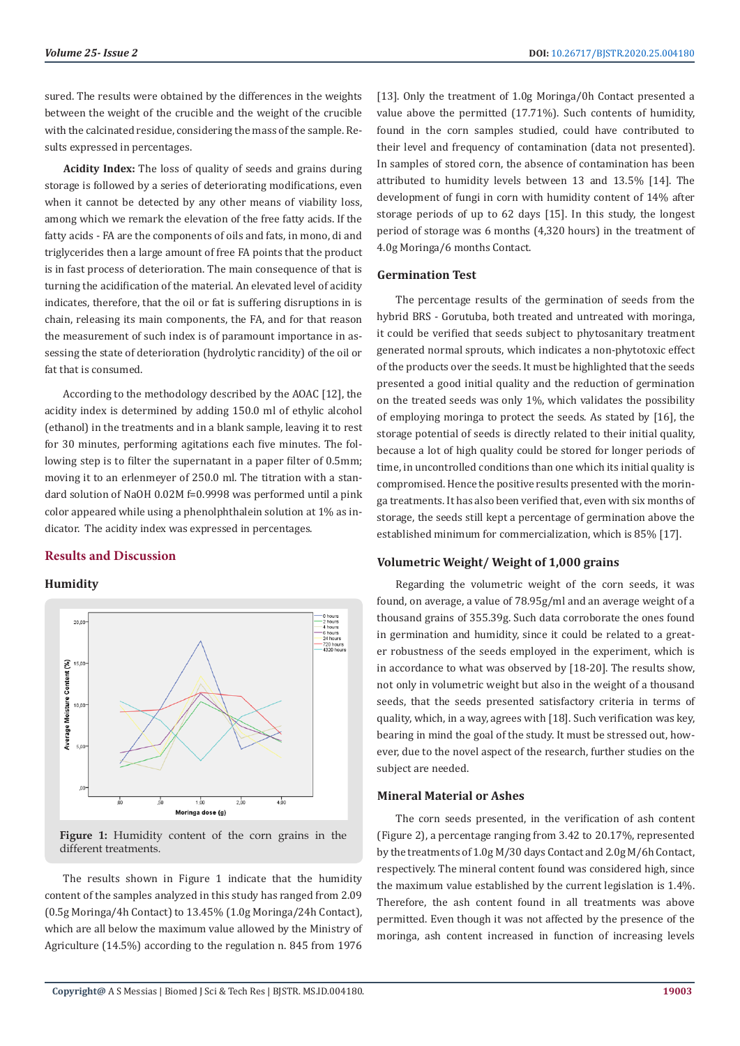sured. The results were obtained by the differences in the weights between the weight of the crucible and the weight of the crucible with the calcinated residue, considering the mass of the sample. Results expressed in percentages.

**Acidity Index:** The loss of quality of seeds and grains during storage is followed by a series of deteriorating modifications, even when it cannot be detected by any other means of viability loss, among which we remark the elevation of the free fatty acids. If the fatty acids - FA are the components of oils and fats, in mono, di and triglycerides then a large amount of free FA points that the product is in fast process of deterioration. The main consequence of that is turning the acidification of the material. An elevated level of acidity indicates, therefore, that the oil or fat is suffering disruptions in is chain, releasing its main components, the FA, and for that reason the measurement of such index is of paramount importance in assessing the state of deterioration (hydrolytic rancidity) of the oil or fat that is consumed.

According to the methodology described by the AOAC [12], the acidity index is determined by adding 150.0 ml of ethylic alcohol (ethanol) in the treatments and in a blank sample, leaving it to rest for 30 minutes, performing agitations each five minutes. The following step is to filter the supernatant in a paper filter of 0.5mm; moving it to an erlenmeyer of 250.0 ml. The titration with a standard solution of NaOH 0.02M f=0.9998 was performed until a pink color appeared while using a phenolphthalein solution at 1% as indicator. The acidity index was expressed in percentages.

## Results and Discussion

### Humidity

Figure 1: Humidity content of the corn grains in the different treatments.

The results shown in Figure 1 indicate that the humidity content of the samples analyzed in this study has ranged from 2.09 (0.5g Moringa/4h Contact) to 13.45% (1.0g Moringa/24h Contact), which are all below the maximum value allowed by the Ministry of Agriculture (14.5%) according to the regulation n. 845 from 1976 [13]. Only the treatment of 1.0g Moringa/0h Contact presented a value above the permitted (17.71%). Such contents of humidity, found in the corn samples studied, could have contributed to their level and frequency of contamination (data not presented). In samples of stored corn, the absence of contamination has been attributed to humidity levels between 13 and 13.5% [14]. The development of fungi in corn with humidity content of 14% after storage periods of up to 62 days [15]. In this study, the longest period of storage was 6 months (4,320 hours) in the treatment of 4.0g Moringa/6 months Contact.

### Germination Test

The percentage results of the germination of seeds from the hybrid BRS - Gorutuba, both treated and untreated with moringa, it could be verified that seeds subject to phytosanitary treatment generated normal sprouts, which indicates a non-phytotoxic effect of the products over the seeds. It must be highlighted that the seeds presented a good initial quality and the reduction of germination on the treated seeds was only 1%, which validates the possibility of employing moringa to protect the seeds. As stated by [16], the storage potential of seeds is directly related to their initial quality, because a lot of high quality could be stored for longer periods of time, in uncontrolled conditions than one which its initial quality is compromised. Hence the positive results presented with the moringa treatments. It has also been verified that, even with six months of storage, the seeds still kept a percentage of germination above the established minimum for commercialization, which is 85% [17].

### Volumetric Weight/ Weight of 1,000 grains

Regarding the volumetric weight of the corn seeds, it was found, on average, a value of 78.95g/ml and an average weight of a thousand grains of 355.39g. Such data corroborate the ones found in germination and humidity, since it could be related to a greater robustness of the seeds employed in the experiment, which is in accordance to what was observed by [18-20]. The results show, not only in volumetric weight but also in the weight of a thousand seeds, that the seeds presented satisfactory criteria in terms of quality, which, in a way, agrees with [18]. Such verification was key, bearing in mind the goal of the study. It must be stressed out, however, due to the novel aspect of the research, further studies on the subject are needed.

### Mineral Material or Ashes

The corn seeds presented, in the verification of ash content (Figure 2), a percentage ranging from 3.42 to 20.17%, represented by the treatments of 1.0g M/30 days Contact and 2.0g M/6h Contact, respectively. The mineral content found was considered high, since the maximum value established by the current legislation is 1.4%. Therefore, the ash content found in all treatments was above permitted. Even though it was not affected by the presence of the moringa, ash content increased in function of increasing levels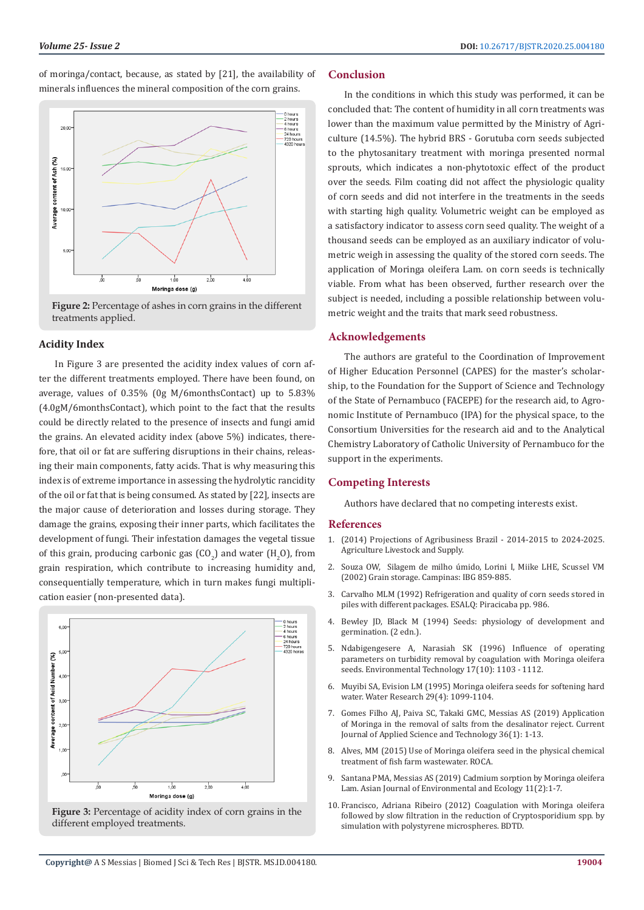of moringa/contact, because, as stated by [21], the availability of minerals influences the mineral composition of the corn grains.

Figure 2: Percentage of ashes in corn grains in the different treatments applied.

### Acidity Index

In Figure 3 are presented the acidity index values of corn after the different treatments employed. There have been found, on average, values of 0.35% (0g M/6monthsContact) up to 5.83% (4.0gM/6monthsContact), which point to the fact that the results could be directly related to the presence of insects and fungi amid the grains. An elevated acidity index (above 5%) indicates, therefore, that oil or fat are suffering disruptions in their chains, releasing their main components, fatty acids. That is why measuring this index is of extreme importance in assessing the hydrolytic rancidity of the oil or fat that is being consumed. As stated by [22], insects are the major cause of deterioration and losses during storage. They damage the grains, exposing their inner parts, which facilitates the development of fungi. Their infestation damages the vegetal tissue of this grain, producing carbonic gas ($CO_2$) and water ($H_2O$), from grain respiration, which contribute to increasing humidity and, consequentially temperature, which in turn makes fungi multiplication easier (non-presented data).

Figure 3: Percentage of acidity index of corn grains in the different employed treatments.

## Conclusion

In the conditions in which this study was performed, it can be concluded that: The content of humidity in all corn treatments was lower than the maximum value permitted by the Ministry of Agriculture (14.5%). The hybrid BRS - Gorutuba corn seeds subjected to the phytosanitary treatment with moringa presented normal sprouts, which indicates a non-phytotoxic effect of the product over the seeds. Film coating did not affect the physiologic quality of corn seeds and did not interfere in the treatments in the seeds with starting high quality. Volumetric weight can be employed as a satisfactory indicator to assess corn seed quality. The weight of a thousand seeds can be employed as an auxiliary indicator of volumetric weigh in assessing the quality of the stored corn seeds. The application of Moringa oleifera Lam. on corn seeds is technically viable. From what has been observed, further research over the subject is needed, including a possible relationship between volumetric weight and the traits that mark seed robustness.

## Acknowledgements

The authors are grateful to the Coordination of Improvement of Higher Education Personnel (CAPES) for the master's scholarship, to the Foundation for the Support of Science and Technology of the State of Pernambuco (FACEPE) for the research aid, to Agronomic Institute of Pernambuco (IPA) for the physical space, to the Consortium Universities for the research aid and to the Analytical Chemistry Laboratory of Catholic University of Pernambuco for the support in the experiments.

## Competing Interests

Authors have declared that no competing interests exist.

## References

1. (2014) Projections of Agribusiness Brazil - 2014-2015 to 2024-2025. Agriculture Livestock and Supply.
2. Souza OW, Silagem de milho úmido, Lorini I, Miike LHE, Scussel VM (2002) Grain storage. Campinas: IBG 859-885.
3. Carvalho MLM (1992) Refrigeration and quality of corn seeds stored in piles with different packages. ESALQ: Piracicaba pp. 986.
4. Bewley JD, Black M (1994) Seeds: physiology of development and germination. (2 edn.).
5. Ndabigengesere A, Narasiah SK (1996) Influence of operating parameters on turbidity removal by coagulation with Moringa oleifera seeds. Environmental Technology 17(10): 1103 - 1112.
6. Muyibi SA, Evision LM (1995) Moringa oleifera seeds for softening hard water. Water Research 29(4): 1099-1104.
7. Gomes Filho AJ, Paiva SC, Takaki GMC, Messias AS (2019) Application of Moringa in the removal of salts from the desalinator reject. Current Journal of Applied Science and Technology 36(1): 1-13.
8. Alves, MM (2015) Use of Moringa oleifera seed in the physical chemical treatment of fish farm wastewater. ROCA.
9. Santana PMA, Messias AS (2019) Cadmium sorption by Moringa oleifera Lam. Asian Journal of Environmental and Ecology 11(2):1-7.
10. Francisco, Adriana Ribeiro (2012) Coagulation with Moringa oleifera followed by slow filtration in the reduction of Cryptosporidium spp. by simulation with polystyrene microspheres. BDTD.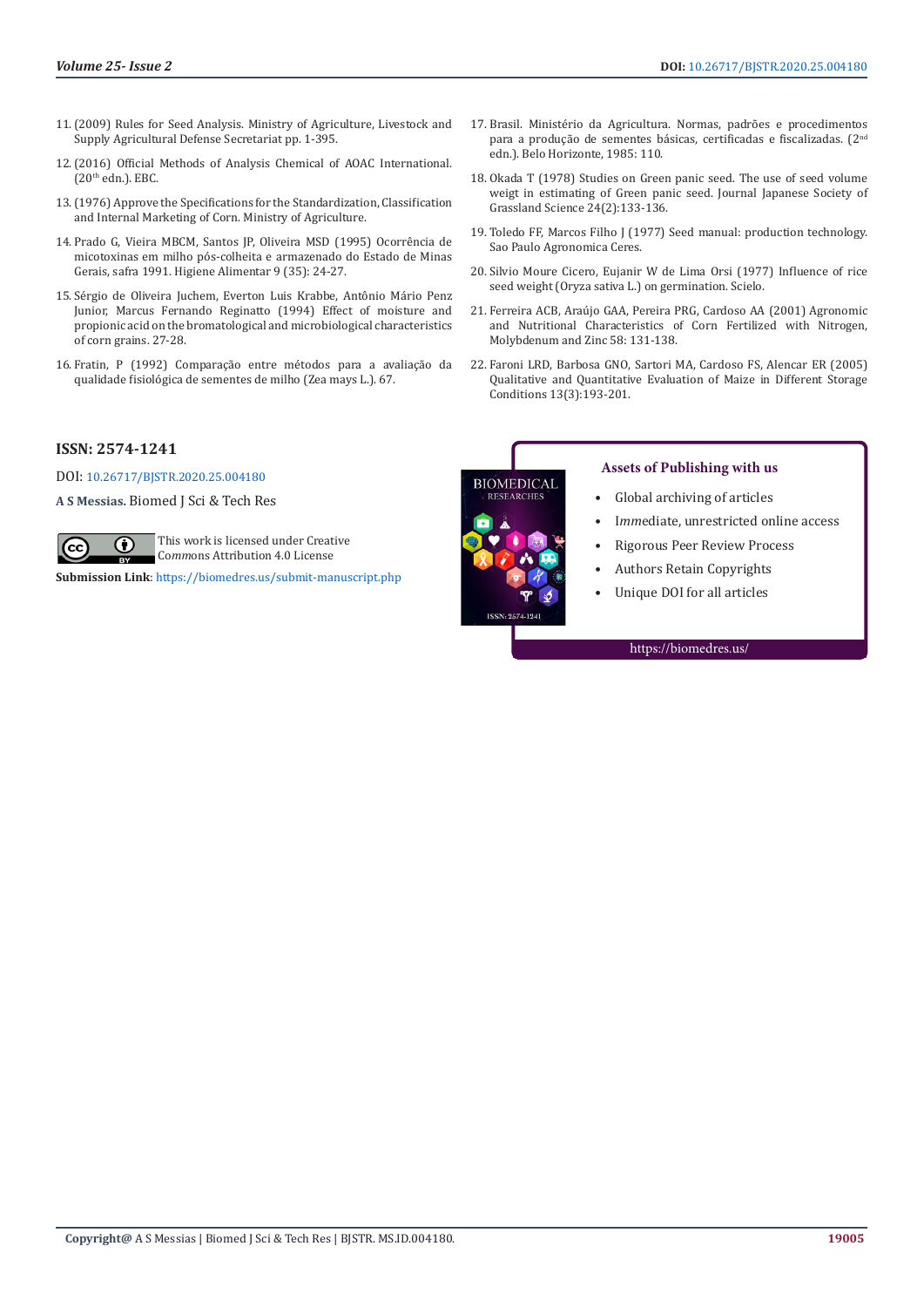11. (2009) Rules for Seed Analysis. Ministry of Agriculture, Livestock and Supply Agricultural Defense Secretariat pp. 1-395.
12. (2016) Official Methods of Analysis Chemical of AOAC International. (20th edn.). EBC.
13. (1976) Approve the Specifications for the Standardization, Classification and Internal Marketing of Corn. Ministry of Agriculture.
14. Prado G, Vieira MBCM, Santos JP, Oliveira MSD (1995) Ocorrência de micotoxinas em milho pós-colheita e armazenado do Estado de Minas Gerais, safra 1991. Higiene Alimentar 9 (35): 24-27.
15. Sérgio de Oliveira Juchem, Everton Luis Krabbe, Antônio Mário Penz Junior, Marcus Fernando Reginatto (1994) Effect of moisture and propionic acid on the bromatological and microbiological characteristics of corn grains. 27-28.
16. Fratin, P (1992) Comparação entre métodos para a avaliação da qualidade fisiológica de sementes de milho (Zea mays L.). 67.
17. Brasil. Ministério da Agricultura. Normas, padrões e procedimentos para a produção de sementes básicas, certificadas e fiscalizadas. (2nd edn.). Belo Horizonte, 1985: 110.
18. Okada T (1978) Studies on Green panic seed. The use of seed volume weigt in estimating of Green panic seed. Journal Japanese Society of Grassland Science 24(2):133-136.
19. Toledo FF, Marcos Filho J (1977) Seed manual: production technology. Sao Paulo Agronomica Ceres.
20. Silvio Moure Cicero, Eujanir W de Lima Orsi (1977) Influence of rice seed weight (Oryza sativa L.) on germination. Scielo.
21. Ferreira ACB, Araújo GAA, Pereira PRG, Cardoso AA (2001) Agronomic and Nutritional Characteristics of Corn Fertilized with Nitrogen, Molybdenum and Zinc 58: 131-138.
22. Faroni LRD, Barbosa GNO, Sartori MA, Cardoso FS, Alencar ER (2005) Qualitative and Quantitative Evaluation of Maize in Different Storage Conditions 13(3):193-201.

**ISSN: 2574-1241**

DOI: 10.26717/BJSTR.2020.25.004180

**A S Messias.** Biomed J Sci & Tech Res

This work is licensed under Creative Commons Attribution 4.0 License

**Submission Link**: https://biomedres.us/submit-manuscript.php

**Assets of Publishing with us**

- Global archiving of articles
- Immediate, unrestricted online access
- Rigorous Peer Review Process
- Authors Retain Copyrights
- Unique DOI for all articles

https://biomedres.us/